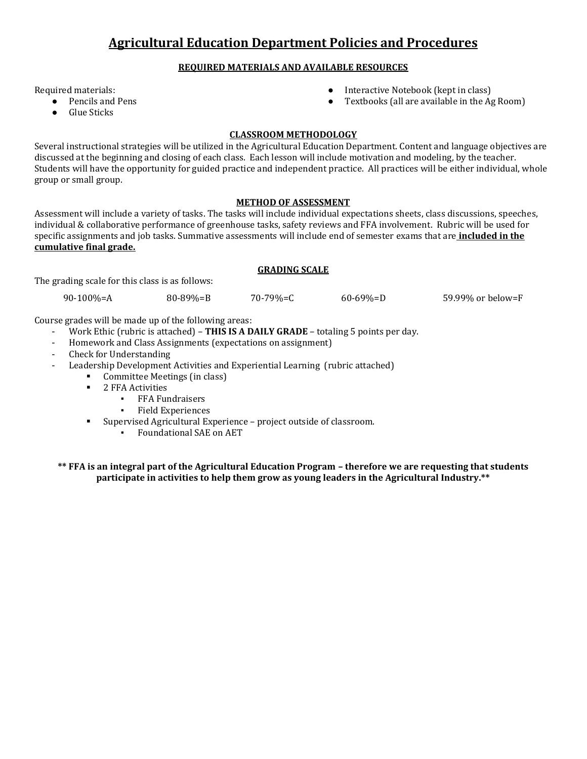# Agricultural Education Department Policies and Procedures

## REQUIRED MATERIALS AND AVAILABLE RESOURCES

Required materials:

- Pencils and Pens
- Glue Sticks
- Interactive Notebook (kept in class)
- Textbooks (all are available in the Ag Room)

## CLASSROOM METHODOLOGY

Several instructional strategies will be utilized in the Agricultural Education Department. Content and language objectives are discussed at the beginning and closing of each class. Each lesson will include motivation and modeling, by the teacher. Students will have the opportunity for guided practice and independent practice. All practices will be either individual, whole group or small group.

## METHOD OF ASSESSMENT

Assessment will include a variety of tasks. The tasks will include individual expectations sheets, class discussions, speeches, individual & collaborative performance of greenhouse tasks, safety reviews and FFA involvement. Rubric will be used for specific assignments and job tasks. Summative assessments will include end of semester exams that are **included in the cumulative final grade.**

## GRADING SCALE

The grading scale for this class is as follows:

| 90-100%=A | 80-89%=B | 70-79%=C | 60-69%=D | 59.99% or below=F |
|---|---|---|---|---|

Course grades will be made up of the following areas:

- Work Ethic (rubric is attached) – **THIS IS A DAILY GRADE** – totaling 5 points per day.
- Homework and Class Assignments (expectations on assignment)
- Check for Understanding
- Leadership Development Activities and Experiential Learning (rubric attached)
  - Committee Meetings (in class)
  - 2 FFA Activities
    - FFA Fundraisers
    - Field Experiences
  - Supervised Agricultural Experience – project outside of classroom.
    - Foundational SAE on AET

**\*\* FFA is an integral part of the Agricultural Education Program – therefore we are requesting that students participate in activities to help them grow as young leaders in the Agricultural Industry.\*\***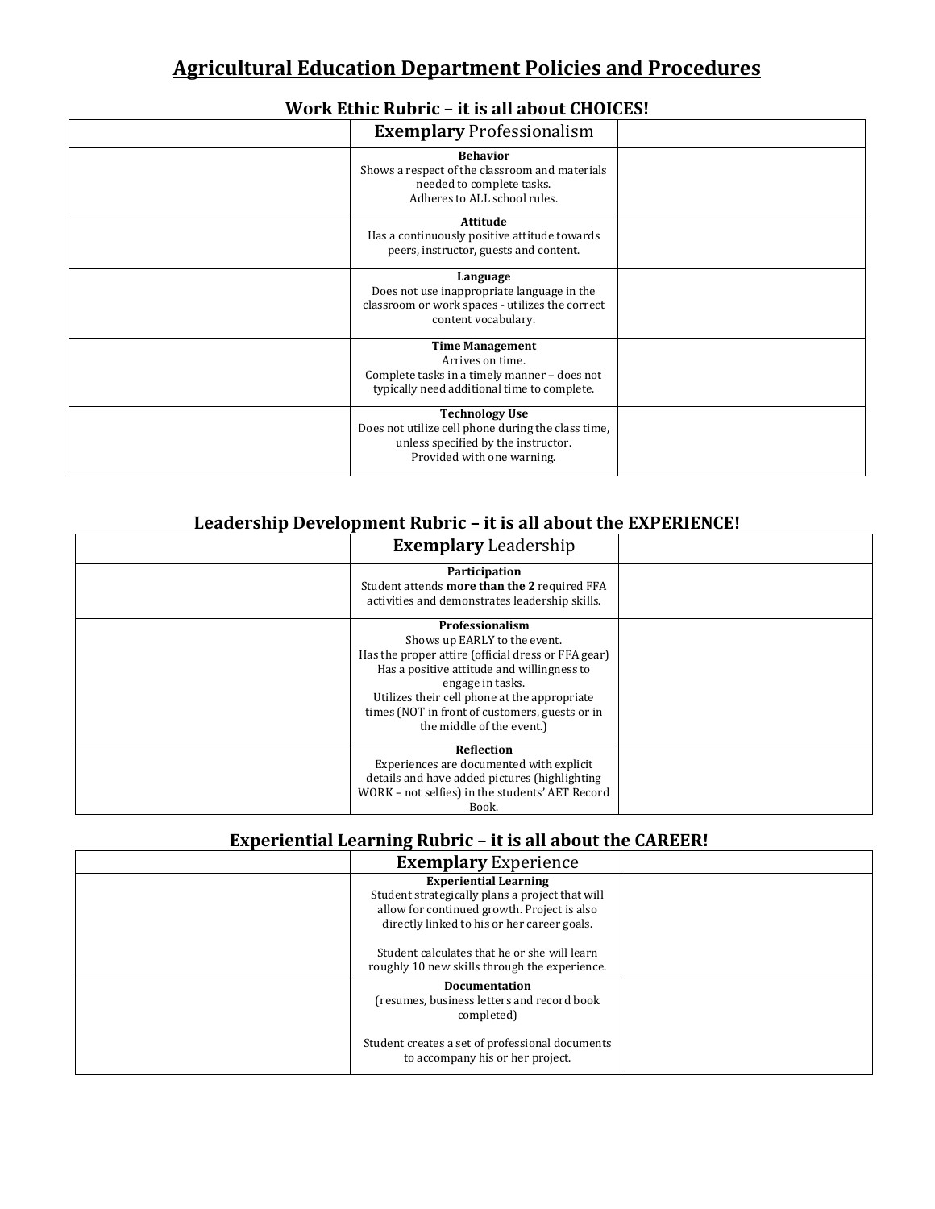# Agricultural Education Department Policies and Procedures

## Work Ethic Rubric – it is all about CHOICES!

| | **Exemplary** Professionalism | |
|---|---|---|
| | **Behavior**<br>Shows a respect of the classroom and materials needed to complete tasks.<br>Adheres to ALL school rules. | |
| | **Attitude**<br>Has a continuously positive attitude towards peers, instructor, guests and content. | |
| | **Language**<br>Does not use inappropriate language in the classroom or work spaces - utilizes the correct content vocabulary. | |
| | **Time Management**<br>Arrives on time.<br>Complete tasks in a timely manner – does not typically need additional time to complete. | |
| | **Technology Use**<br>Does not utilize cell phone during the class time, unless specified by the instructor.<br>Provided with one warning. | |

## Leadership Development Rubric – it is all about the EXPERIENCE!

| | **Exemplary** Leadership | |
|---|---|---|
| | **Participation**<br>Student attends **more than the 2** required FFA activities and demonstrates leadership skills. | |
| | **Professionalism**<br>Shows up EARLY to the event.<br>Has the proper attire (official dress or FFA gear)<br>Has a positive attitude and willingness to engage in tasks.<br>Utilizes their cell phone at the appropriate times (NOT in front of customers, guests or in the middle of the event.) | |
| | **Reflection**<br>Experiences are documented with explicit details and have added pictures (highlighting WORK – not selfies) in the students' AET Record Book. | |

## Experiential Learning Rubric – it is all about the CAREER!

| | **Exemplary** Experience | |
|---|---|---|
| | **Experiential Learning**<br>Student strategically plans a project that will allow for continued growth. Project is also directly linked to his or her career goals.<br><br>Student calculates that he or she will learn roughly 10 new skills through the experience. | |
| | **Documentation**<br>(resumes, business letters and record book completed)<br><br>Student creates a set of professional documents to accompany his or her project. | |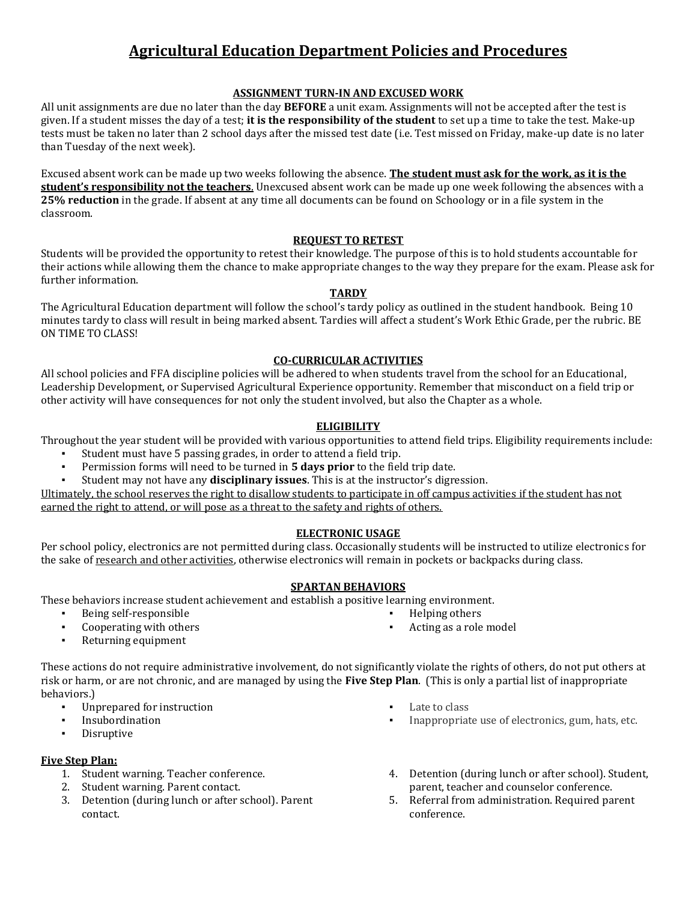# Agricultural Education Department Policies and Procedures

## ASSIGNMENT TURN-IN AND EXCUSED WORK

All unit assignments are due no later than the day **BEFORE** a unit exam. Assignments will not be accepted after the test is given. If a student misses the day of a test; **it is the responsibility of the student** to set up a time to take the test. Make-up tests must be taken no later than 2 school days after the missed test date (i.e. Test missed on Friday, make-up date is no later than Tuesday of the next week).

Excused absent work can be made up two weeks following the absence. **The student must ask for the work, as it is the student's responsibility not the teachers.** Unexcused absent work can be made up one week following the absences with a **25% reduction** in the grade. If absent at any time all documents can be found on Schoology or in a file system in the classroom.

## REQUEST TO RETEST

Students will be provided the opportunity to retest their knowledge. The purpose of this is to hold students accountable for their actions while allowing them the chance to make appropriate changes to the way they prepare for the exam. Please ask for further information.

## TARDY

The Agricultural Education department will follow the school's tardy policy as outlined in the student handbook. Being 10 minutes tardy to class will result in being marked absent. Tardies will affect a student's Work Ethic Grade, per the rubric. BE ON TIME TO CLASS!

## CO-CURRICULAR ACTIVITIES

All school policies and FFA discipline policies will be adhered to when students travel from the school for an Educational, Leadership Development, or Supervised Agricultural Experience opportunity. Remember that misconduct on a field trip or other activity will have consequences for not only the student involved, but also the Chapter as a whole.

## ELIGIBILITY

Throughout the year student will be provided with various opportunities to attend field trips. Eligibility requirements include:

- Student must have 5 passing grades, in order to attend a field trip.
- Permission forms will need to be turned in **5 days prior** to the field trip date.
- Student may not have any **disciplinary issues**. This is at the instructor's digression.

Ultimately, the school reserves the right to disallow students to participate in off campus activities if the student has not earned the right to attend, or will pose as a threat to the safety and rights of others.

## ELECTRONIC USAGE

Per school policy, electronics are not permitted during class. Occasionally students will be instructed to utilize electronics for the sake of research and other activities, otherwise electronics will remain in pockets or backpacks during class.

## SPARTAN BEHAVIORS

These behaviors increase student achievement and establish a positive learning environment.

- Being self-responsible
- Cooperating with others
- Returning equipment
- Helping others
- Acting as a role model

These actions do not require administrative involvement, do not significantly violate the rights of others, do not put others at risk or harm, or are not chronic, and are managed by using the **Five Step Plan**. (This is only a partial list of inappropriate behaviors.)

- Unprepared for instruction
- Insubordination
- Disruptive
- Late to class
- Inappropriate use of electronics, gum, hats, etc.

**Five Step Plan:**

1. Student warning. Teacher conference.
2. Student warning. Parent contact.
3. Detention (during lunch or after school). Parent contact.
4. Detention (during lunch or after school). Student, parent, teacher and counselor conference.
5. Referral from administration. Required parent conference.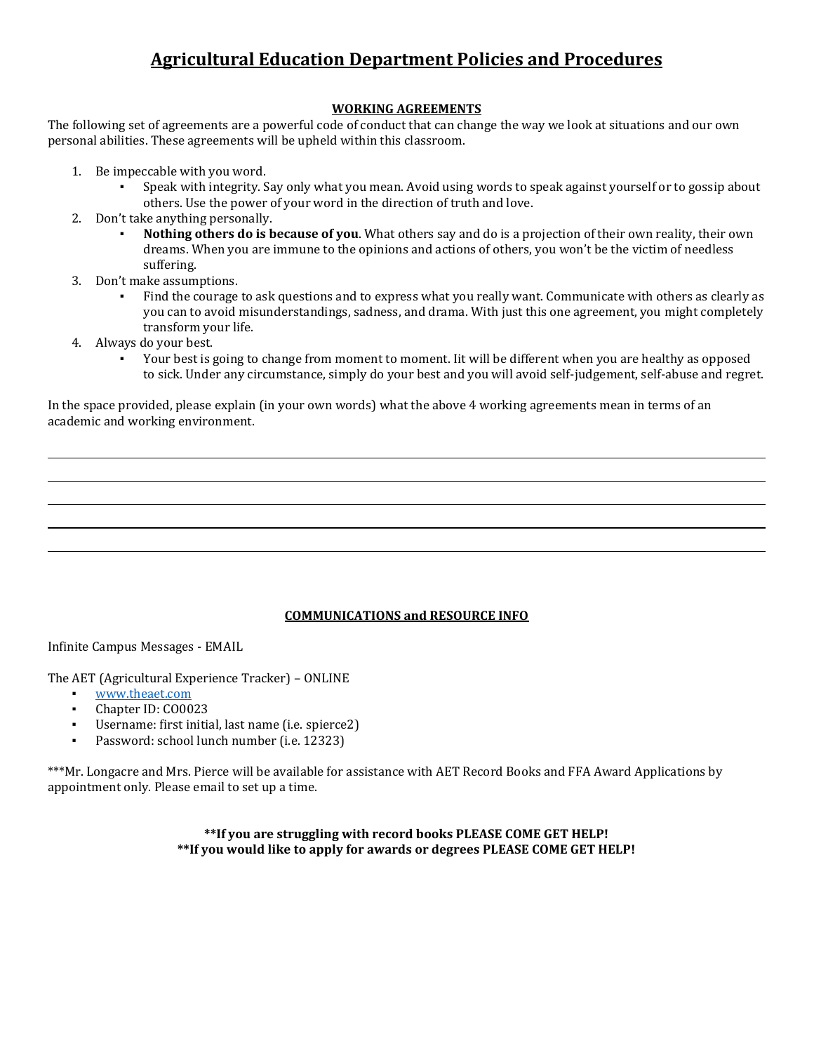# Agricultural Education Department Policies and Procedures

## WORKING AGREEMENTS

The following set of agreements are a powerful code of conduct that can change the way we look at situations and our own personal abilities. These agreements will be upheld within this classroom.

1. Be impeccable with you word.
   - Speak with integrity. Say only what you mean. Avoid using words to speak against yourself or to gossip about others. Use the power of your word in the direction of truth and love.
2. Don't take anything personally.
   - **Nothing others do is because of you**. What others say and do is a projection of their own reality, their own dreams. When you are immune to the opinions and actions of others, you won't be the victim of needless suffering.
3. Don't make assumptions.
   - Find the courage to ask questions and to express what you really want. Communicate with others as clearly as you can to avoid misunderstandings, sadness, and drama. With just this one agreement, you might completely transform your life.
4. Always do your best.
   - Your best is going to change from moment to moment. Iit will be different when you are healthy as opposed to sick. Under any circumstance, simply do your best and you will avoid self-judgement, self-abuse and regret.

In the space provided, please explain (in your own words) what the above 4 working agreements mean in terms of an academic and working environment.

______________________________________________________________________________

______________________________________________________________________________

______________________________________________________________________________

______________________________________________________________________________

______________________________________________________________________________

## COMMUNICATIONS and RESOURCE INFO

Infinite Campus Messages - EMAIL

The AET (Agricultural Experience Tracker) – ONLINE

- www.theaet.com
- Chapter ID: CO0023
- Username: first initial, last name (i.e. spierce2)
- Password: school lunch number (i.e. 12323)

***Mr. Longacre and Mrs. Pierce will be available for assistance with AET Record Books and FFA Award Applications by appointment only. Please email to set up a time.

**\*\*If you are struggling with record books PLEASE COME GET HELP!**

**\*\*If you would like to apply for awards or degrees PLEASE COME GET HELP!**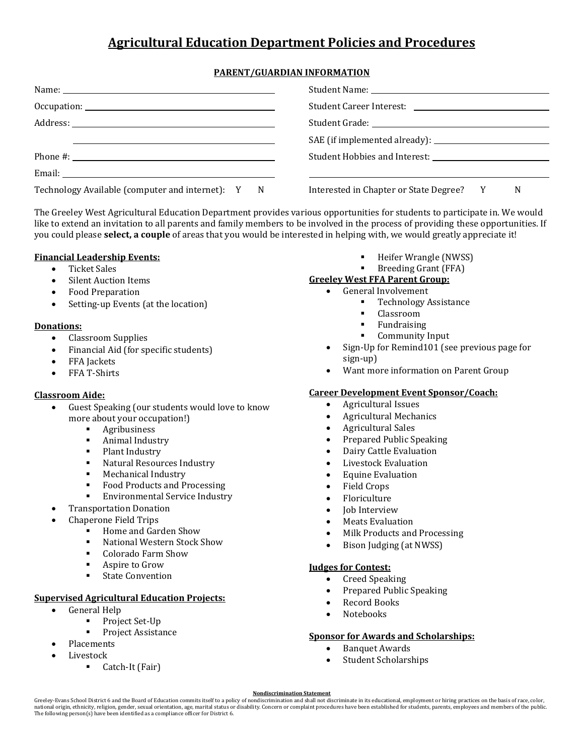# Agricultural Education Department Policies and Procedures

## PARENT/GUARDIAN INFORMATION

Name: ____________________

Occupation: ____________________

Address: ____________________

____________________

Phone #: ____________________

Email: ____________________

Technology Available (computer and internet): Y N

Student Name: ____________________

Student Career Interest: ____________________

Student Grade: ____________________

SAE (if implemented already): ____________________

Student Hobbies and Interest: ____________________

____________________

Interested in Chapter or State Degree? Y N

The Greeley West Agricultural Education Department provides various opportunities for students to participate in. We would like to extend an invitation to all parents and family members to be involved in the process of providing these opportunities. If you could please **select, a couple** of areas that you would be interested in helping with, we would greatly appreciate it!

**Financial Leadership Events:**

- Ticket Sales
- Silent Auction Items
- Food Preparation
- Setting-up Events (at the location)

**Donations:**

- Classroom Supplies
- Financial Aid (for specific students)
- FFA Jackets
- FFA T-Shirts

**Classroom Aide:**

- Guest Speaking (our students would love to know more about your occupation!)
  - Agribusiness
  - Animal Industry
  - Plant Industry
  - Natural Resources Industry
  - Mechanical Industry
  - Food Products and Processing
  - Environmental Service Industry
- Transportation Donation
- Chaperone Field Trips
  - Home and Garden Show
  - National Western Stock Show
  - Colorado Farm Show
  - Aspire to Grow
  - State Convention

**Supervised Agricultural Education Projects:**

- General Help
  - Project Set-Up
  - Project Assistance
- Placements
- Livestock
  - Catch-It (Fair)
  - Heifer Wrangle (NWSS)
  - Breeding Grant (FFA)

**Greeley West FFA Parent Group:**

- General Involvement
  - Technology Assistance
  - Classroom
  - Fundraising
  - Community Input
- Sign-Up for Remind101 (see previous page for sign-up)
- Want more information on Parent Group

**Career Development Event Sponsor/Coach:**

- Agricultural Issues
- Agricultural Mechanics
- Agricultural Sales
- Prepared Public Speaking
- Dairy Cattle Evaluation
- Livestock Evaluation
- Equine Evaluation
- Field Crops
- Floriculture
- Job Interview
- Meats Evaluation
- Milk Products and Processing
- Bison Judging (at NWSS)

**Judges for Contest:**

- Creed Speaking
- Prepared Public Speaking
- Record Books
- Notebooks

**Sponsor for Awards and Scholarships:**

- Banquet Awards
- Student Scholarships

**Nondiscrimination Statement**

Greeley-Evans School District 6 and the Board of Education commits itself to a policy of nondiscrimination and shall not discriminate in its educational, employment or hiring practices on the basis of race, color, national origin, ethnicity, religion, gender, sexual orientation, age, marital status or disability. Concern or complaint procedures have been established for students, parents, employees and members of the public. The following person(s) have been identified as a compliance officer for District 6.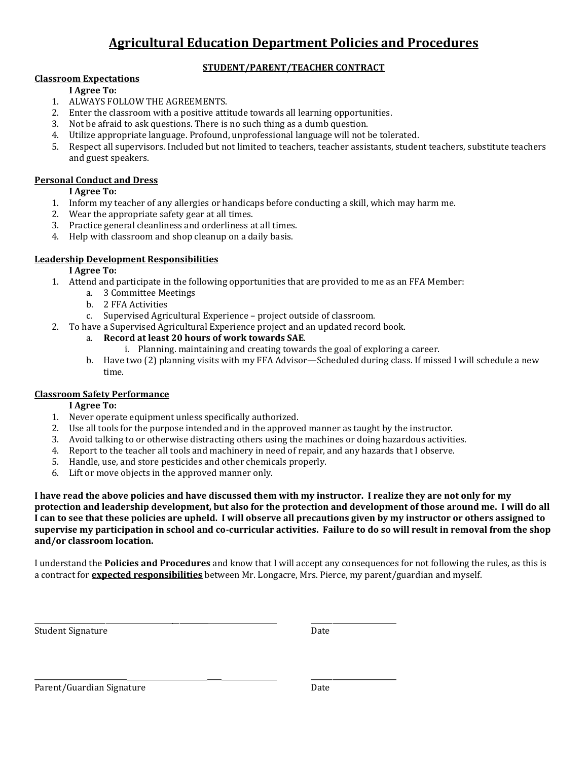# Agricultural Education Department Policies and Procedures

**STUDENT/PARENT/TEACHER CONTRACT**

**Classroom Expectations**

**I Agree To:**

1. ALWAYS FOLLOW THE AGREEMENTS.
2. Enter the classroom with a positive attitude towards all learning opportunities.
3. Not be afraid to ask questions. There is no such thing as a dumb question.
4. Utilize appropriate language. Profound, unprofessional language will not be tolerated.
5. Respect all supervisors. Included but not limited to teachers, teacher assistants, student teachers, substitute teachers and guest speakers.

**Personal Conduct and Dress**

**I Agree To:**

1. Inform my teacher of any allergies or handicaps before conducting a skill, which may harm me.
2. Wear the appropriate safety gear at all times.
3. Practice general cleanliness and orderliness at all times.
4. Help with classroom and shop cleanup on a daily basis.

**Leadership Development Responsibilities**

**I Agree To:**

1. Attend and participate in the following opportunities that are provided to me as an FFA Member:
   a. 3 Committee Meetings
   b. 2 FFA Activities
   c. Supervised Agricultural Experience – project outside of classroom.
2. To have a Supervised Agricultural Experience project and an updated record book.
   a. **Record at least 20 hours of work towards SAE**.
      i. Planning. maintaining and creating towards the goal of exploring a career.
   b. Have two (2) planning visits with my FFA Advisor—Scheduled during class. If missed I will schedule a new time.

**Classroom Safety Performance**

**I Agree To:**

1. Never operate equipment unless specifically authorized.
2. Use all tools for the purpose intended and in the approved manner as taught by the instructor.
3. Avoid talking to or otherwise distracting others using the machines or doing hazardous activities.
4. Report to the teacher all tools and machinery in need of repair, and any hazards that I observe.
5. Handle, use, and store pesticides and other chemicals properly.
6. Lift or move objects in the approved manner only.

**I have read the above policies and have discussed them with my instructor. I realize they are not only for my protection and leadership development, but also for the protection and development of those around me. I will do all I can to see that these policies are upheld. I will observe all precautions given by my instructor or others assigned to supervise my participation in school and co-curricular activities. Failure to do so will result in removal from the shop and/or classroom location.**

I understand the **Policies and Procedures** and know that I will accept any consequences for not following the rules, as this is a contract for **expected responsibilities** between Mr. Longacre, Mrs. Pierce, my parent/guardian and myself.

\_\_\_\_\_\_\_\_\_\_\_\_\_\_\_\_\_\_\_\_\_\_\_\_\_\_\_\_\_\_\_\_\_\_\_\_\_\_\_\_\_\_\_\_\_\_\_\_ \_\_\_\_\_\_\_\_\_\_\_\_\_\_\_\_\_\_\_\_

Student Signature Date

\_\_\_\_\_\_\_\_\_\_\_\_\_\_\_\_\_\_\_\_\_\_\_\_\_\_\_\_\_\_\_\_\_\_\_\_\_\_\_\_\_\_\_\_\_\_\_\_ \_\_\_\_\_\_\_\_\_\_\_\_\_\_\_\_\_\_\_\_

Parent/Guardian Signature Date